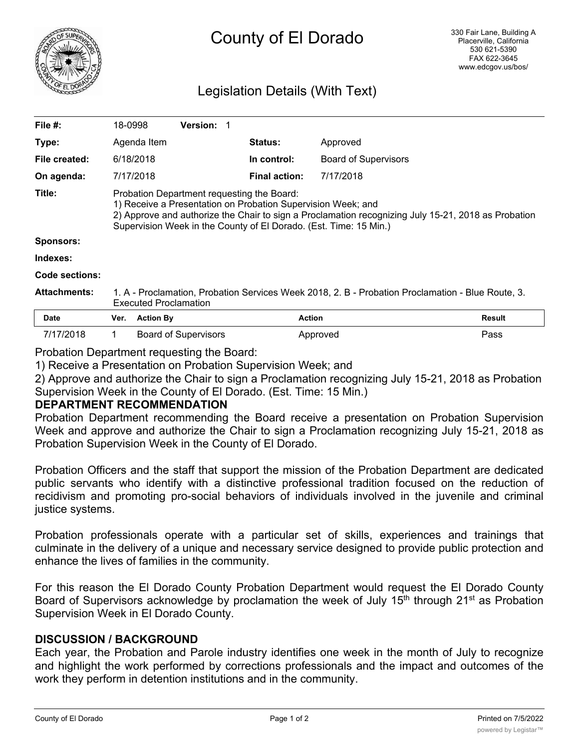# County of El Dorado

330 Fair Lane, Building A
Placerville, California
530 621-5390
FAX 622-3645
www.edcgov.us/bos/

## Legislation Details (With Text)

| | | | |
|---|---|---|---|
| **File #:** | 18-0998 **Version:** 1 | | |
| **Type:** | Agenda Item | **Status:** | Approved |
| **File created:** | 6/18/2018 | **In control:** | Board of Supervisors |
| **On agenda:** | 7/17/2018 | **Final action:** | 7/17/2018 |

**Title:** Probation Department requesting the Board:
1) Receive a Presentation on Probation Supervision Week; and
2) Approve and authorize the Chair to sign a Proclamation recognizing July 15-21, 2018 as Probation Supervision Week in the County of El Dorado. (Est. Time: 15 Min.)

**Sponsors:**

**Indexes:**

**Code sections:**

**Attachments:** 1. A - Proclamation, Probation Services Week 2018, 2. B - Probation Proclamation - Blue Route, 3. Executed Proclamation

| Date | Ver. | Action By | Action | Result |
|---|---|---|---|---|
| 7/17/2018 | 1 | Board of Supervisors | Approved | Pass |

Probation Department requesting the Board:
1) Receive a Presentation on Probation Supervision Week; and
2) Approve and authorize the Chair to sign a Proclamation recognizing July 15-21, 2018 as Probation Supervision Week in the County of El Dorado. (Est. Time: 15 Min.)

**DEPARTMENT RECOMMENDATION**

Probation Department recommending the Board receive a presentation on Probation Supervision Week and approve and authorize the Chair to sign a Proclamation recognizing July 15-21, 2018 as Probation Supervision Week in the County of El Dorado.

Probation Officers and the staff that support the mission of the Probation Department are dedicated public servants who identify with a distinctive professional tradition focused on the reduction of recidivism and promoting pro-social behaviors of individuals involved in the juvenile and criminal justice systems.

Probation professionals operate with a particular set of skills, experiences and trainings that culminate in the delivery of a unique and necessary service designed to provide public protection and enhance the lives of families in the community.

For this reason the El Dorado County Probation Department would request the El Dorado County Board of Supervisors acknowledge by proclamation the week of July 15th through 21st as Probation Supervision Week in El Dorado County.

**DISCUSSION / BACKGROUND**

Each year, the Probation and Parole industry identifies one week in the month of July to recognize and highlight the work performed by corrections professionals and the impact and outcomes of the work they perform in detention institutions and in the community.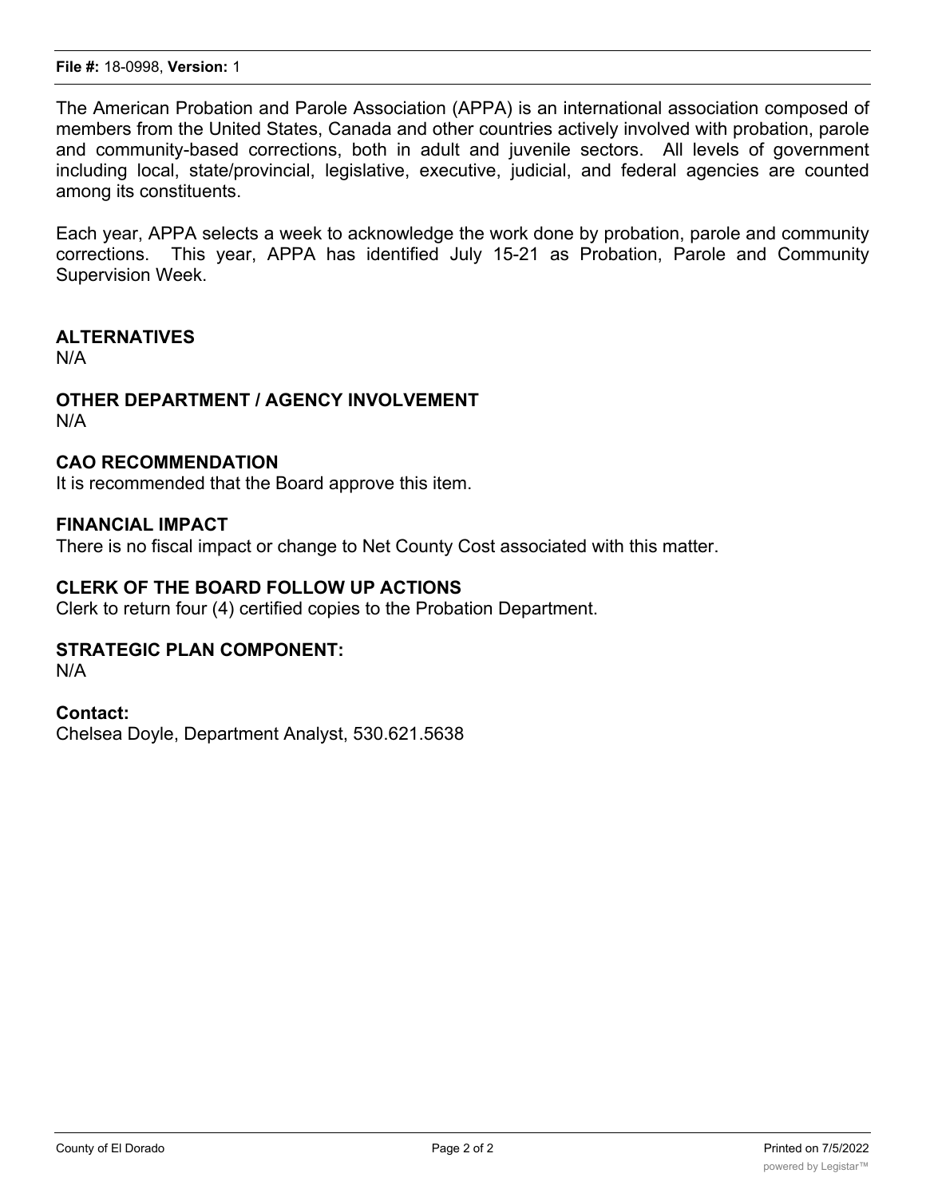**File #:** 18-0998, **Version:** 1

The American Probation and Parole Association (APPA) is an international association composed of members from the United States, Canada and other countries actively involved with probation, parole and community-based corrections, both in adult and juvenile sectors. All levels of government including local, state/provincial, legislative, executive, judicial, and federal agencies are counted among its constituents.

Each year, APPA selects a week to acknowledge the work done by probation, parole and community corrections. This year, APPA has identified July 15-21 as Probation, Parole and Community Supervision Week.

**ALTERNATIVES**
N/A

**OTHER DEPARTMENT / AGENCY INVOLVEMENT**
N/A

**CAO RECOMMENDATION**
It is recommended that the Board approve this item.

**FINANCIAL IMPACT**
There is no fiscal impact or change to Net County Cost associated with this matter.

**CLERK OF THE BOARD FOLLOW UP ACTIONS**
Clerk to return four (4) certified copies to the Probation Department.

**STRATEGIC PLAN COMPONENT:**
N/A

**Contact:**
Chelsea Doyle, Department Analyst, 530.621.5638